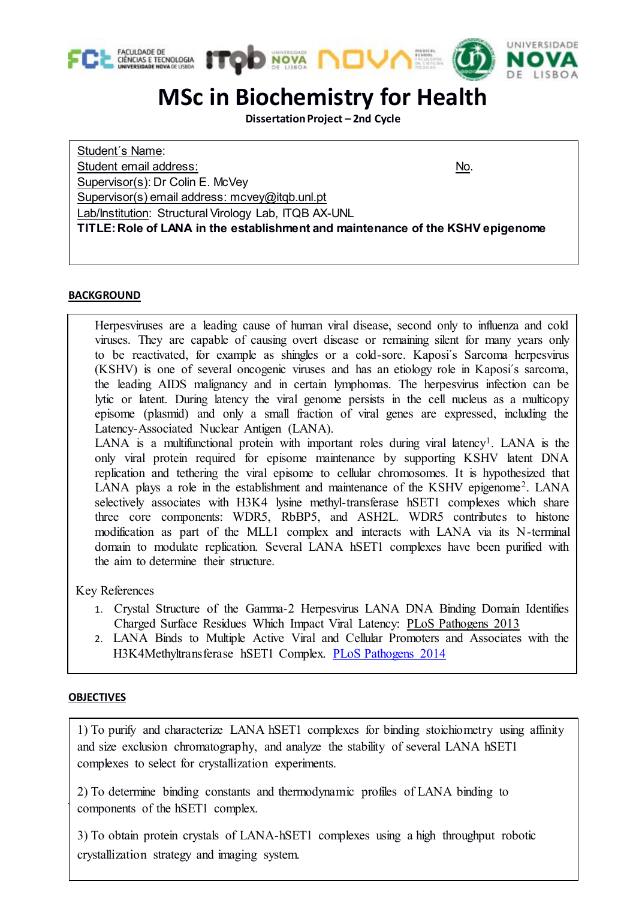# MSc in Biochemistry for Health

**Dissertation Project – 2nd Cycle**

Student´s Name:
Student email address: No.
Supervisor(s): Dr Colin E. McVey
Supervisor(s) email address: mcvey@itqb.unl.pt
Lab/Institution: Structural Virology Lab, ITQB AX-UNL
**TITLE: Role of LANA in the establishment and maintenance of the KSHV epigenome**

## BACKGROUND

Herpesviruses are a leading cause of human viral disease, second only to influenza and cold viruses. They are capable of causing overt disease or remaining silent for many years only to be reactivated, for example as shingles or a cold-sore. Kaposi´s Sarcoma herpesvirus (KSHV) is one of several oncogenic viruses and has an etiology role in Kaposi´s sarcoma, the leading AIDS malignancy and in certain lymphomas. The herpesvirus infection can be lytic or latent. During latency the viral genome persists in the cell nucleus as a multicopy episome (plasmid) and only a small fraction of viral genes are expressed, including the Latency-Associated Nuclear Antigen (LANA).

LANA is a multifunctional protein with important roles during viral latency[1]. LANA is the only viral protein required for episome maintenance by supporting KSHV latent DNA replication and tethering the viral episome to cellular chromosomes. It is hypothesized that LANA plays a role in the establishment and maintenance of the KSHV epigenome[2]. LANA selectively associates with H3K4 lysine methyl-transferase hSET1 complexes which share three core components: WDR5, RbBP5, and ASH2L. WDR5 contributes to histone modification as part of the MLL1 complex and interacts with LANA via its N-terminal domain to modulate replication. Several LANA hSET1 complexes have been purified with the aim to determine their structure.

Key References

1. Crystal Structure of the Gamma-2 Herpesvirus LANA DNA Binding Domain Identifies Charged Surface Residues Which Impact Viral Latency: PLoS Pathogens 2013
2. LANA Binds to Multiple Active Viral and Cellular Promoters and Associates with the H3K4Methyltransferase hSET1 Complex. PLoS Pathogens 2014

## OBJECTIVES

1) To purify and characterize LANA hSET1 complexes for binding stoichiometry using affinity and size exclusion chromatography, and analyze the stability of several LANA hSET1 complexes to select for crystallization experiments.

2) To determine binding constants and thermodynamic profiles of LANA binding to components of the hSET1 complex.

3) To obtain protein crystals of LANA-hSET1 complexes using a high throughput robotic crystallization strategy and imaging system.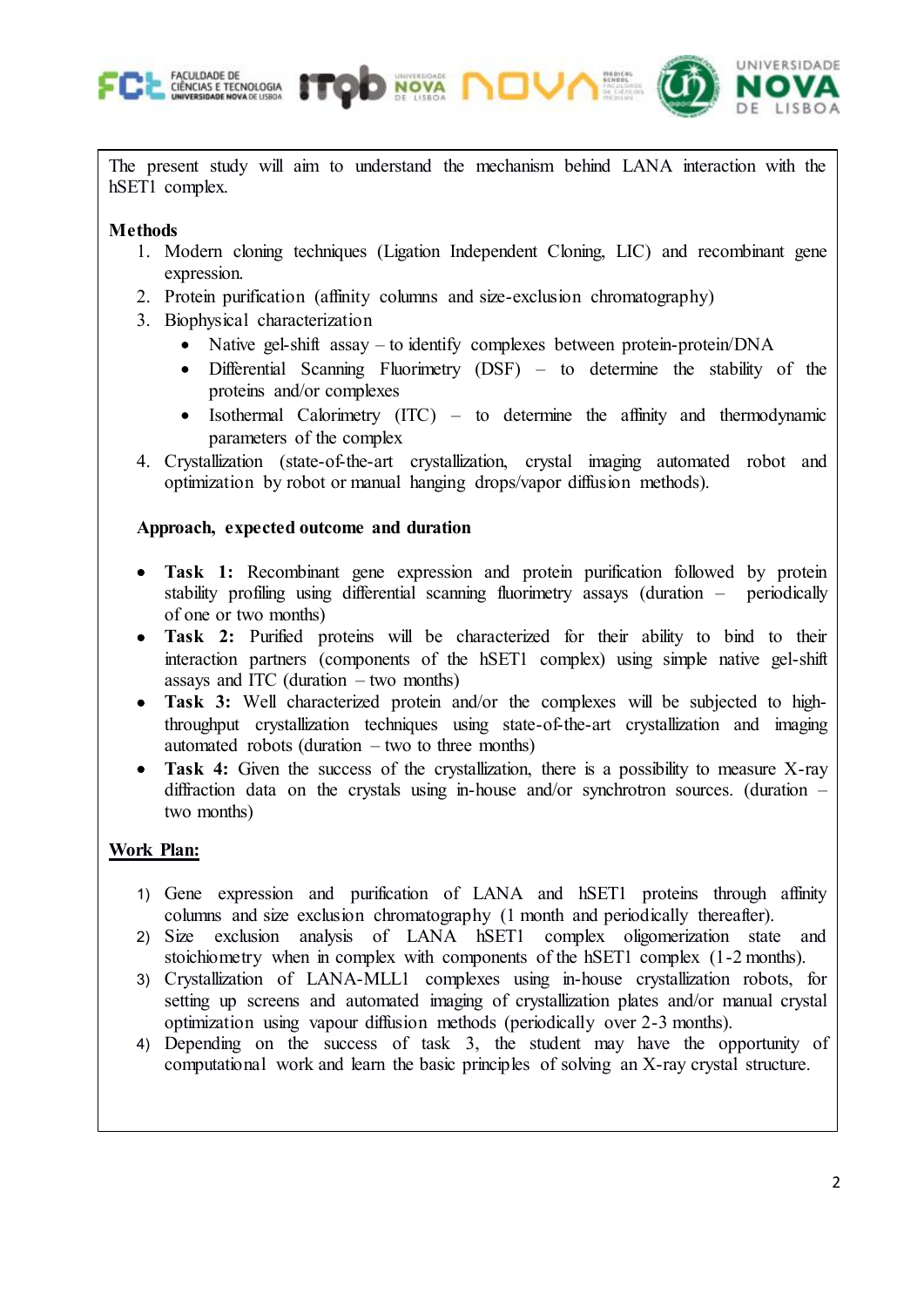The present study will aim to understand the mechanism behind LANA interaction with the hSET1 complex.

**Methods**

1. Modern cloning techniques (Ligation Independent Cloning, LIC) and recombinant gene expression.
2. Protein purification (affinity columns and size-exclusion chromatography)
3. Biophysical characterization
   - Native gel-shift assay – to identify complexes between protein-protein/DNA
   - Differential Scanning Fluorimetry (DSF) – to determine the stability of the proteins and/or complexes
   - Isothermal Calorimetry (ITC) – to determine the affinity and thermodynamic parameters of the complex
4. Crystallization (state-of-the-art crystallization, crystal imaging automated robot and optimization by robot or manual hanging drops/vapor diffusion methods).

**Approach, expected outcome and duration**

- **Task 1:** Recombinant gene expression and protein purification followed by protein stability profiling using differential scanning fluorimetry assays (duration – periodically of one or two months)
- **Task 2:** Purified proteins will be characterized for their ability to bind to their interaction partners (components of the hSET1 complex) using simple native gel-shift assays and ITC (duration – two months)
- **Task 3:** Well characterized protein and/or the complexes will be subjected to high-throughput crystallization techniques using state-of-the-art crystallization and imaging automated robots (duration – two to three months)
- **Task 4:** Given the success of the crystallization, there is a possibility to measure X-ray diffraction data on the crystals using in-house and/or synchrotron sources. (duration – two months)

**<u>Work Plan:</u>**

1) Gene expression and purification of LANA and hSET1 proteins through affinity columns and size exclusion chromatography (1 month and periodically thereafter).
2) Size exclusion analysis of LANA hSET1 complex oligomerization state and stoichiometry when in complex with components of the hSET1 complex (1-2 months).
3) Crystallization of LANA-MLL1 complexes using in-house crystallization robots, for setting up screens and automated imaging of crystallization plates and/or manual crystal optimization using vapour diffusion methods (periodically over 2-3 months).
4) Depending on the success of task 3, the student may have the opportunity of computational work and learn the basic principles of solving an X-ray crystal structure.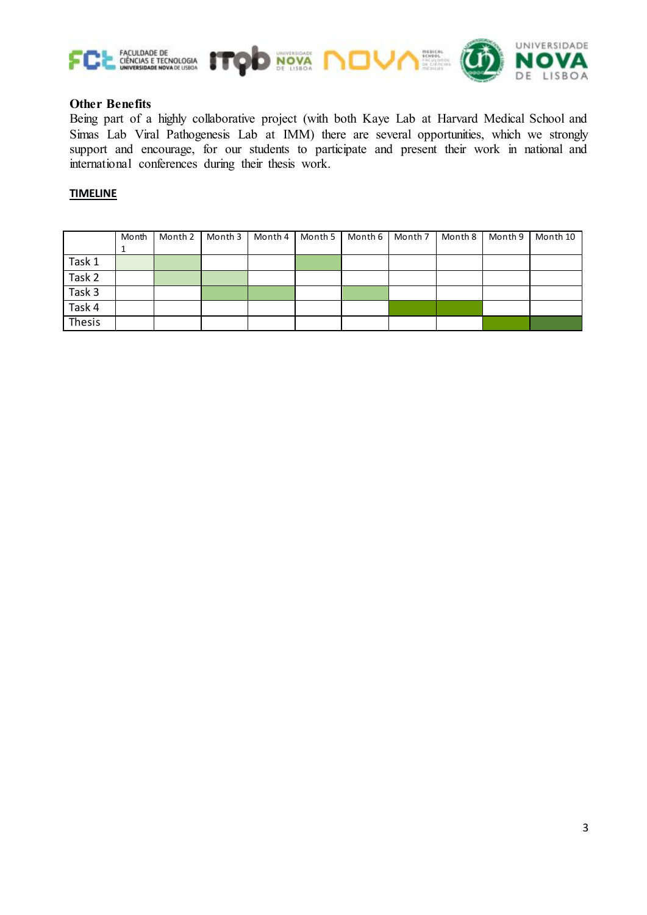**Other Benefits**

Being part of a highly collaborative project (with both Kaye Lab at Harvard Medical School and Simas Lab Viral Pathogenesis Lab at IMM) there are several opportunities, which we strongly support and encourage, for our students to participate and present their work in national and international conferences during their thesis work.

**TIMELINE**

| | Month 1 | Month 2 | Month 3 | Month 4 | Month 5 | Month 6 | Month 7 | Month 8 | Month 9 | Month 10 |
|---|---|---|---|---|---|---|---|---|---|---|
| Task 1 | | | | | | | | | | |
| Task 2 | | | | | | | | | | |
| Task 3 | | | | | | | | | | |
| Task 4 | | | | | | | | | | |
| Thesis | | | | | | | | | | |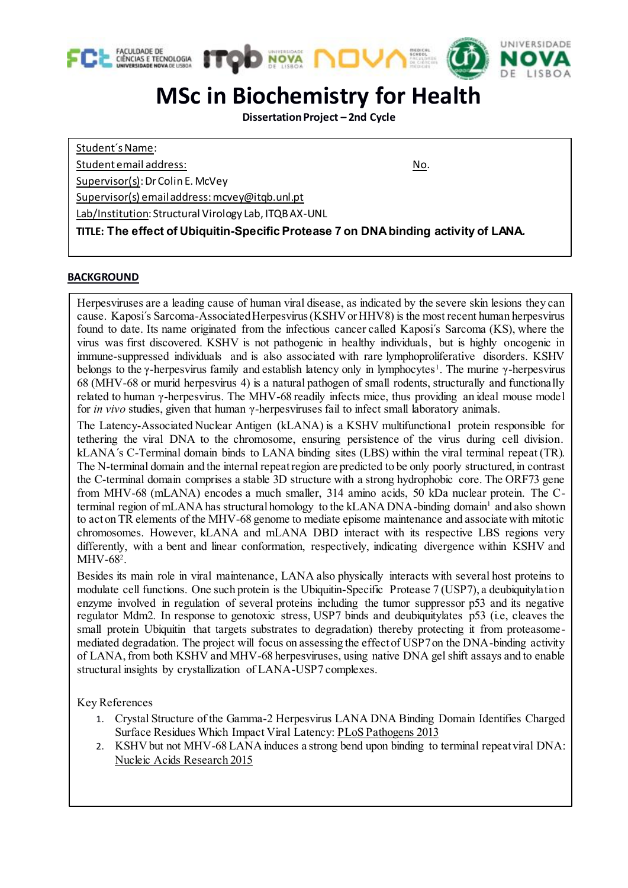# MSc in Biochemistry for Health

**Dissertation Project – 2nd Cycle**

Student´s Name:

Student email address: No.

Supervisor(s): Dr Colin E. McVey

Supervisor(s) email address: mcvey@itqb.unl.pt

Lab/Institution: Structural Virology Lab, ITQB AX-UNL

**TITLE: The effect of Ubiquitin-Specific Protease 7 on DNA binding activity of LANA.**

## BACKGROUND

Herpesviruses are a leading cause of human viral disease, as indicated by the severe skin lesions they can cause. Kaposi´s Sarcoma-Associated Herpesvirus (KSHV or HHV8) is the most recent human herpesvirus found to date. Its name originated from the infectious cancer called Kaposi´s Sarcoma (KS), where the virus was first discovered. KSHV is not pathogenic in healthy individuals, but is highly oncogenic in immune-suppressed individuals and is also associated with rare lymphoproliferative disorders. KSHV belongs to the γ-herpesvirus family and establish latency only in lymphocytes[1]. The murine γ-herpesvirus 68 (MHV-68 or murid herpesvirus 4) is a natural pathogen of small rodents, structurally and functionally related to human γ-herpesvirus. The MHV-68 readily infects mice, thus providing an ideal mouse model for *in vivo* studies, given that human γ-herpesviruses fail to infect small laboratory animals.

The Latency-Associated Nuclear Antigen (kLANA) is a KSHV multifunctional protein responsible for tethering the viral DNA to the chromosome, ensuring persistence of the virus during cell division. kLANA´s C-Terminal domain binds to LANA binding sites (LBS) within the viral terminal repeat (TR). The N-terminal domain and the internal repeat region are predicted to be only poorly structured, in contrast the C-terminal domain comprises a stable 3D structure with a strong hydrophobic core. The ORF73 gene from MHV-68 (mLANA) encodes a much smaller, 314 amino acids, 50 kDa nuclear protein. The C-terminal region of mLANA has structural homology to the kLANA DNA-binding domain[1] and also shown to act on TR elements of the MHV-68 genome to mediate episome maintenance and associate with mitotic chromosomes. However, kLANA and mLANA DBD interact with its respective LBS regions very differently, with a bent and linear conformation, respectively, indicating divergence within KSHV and MHV-68[2].

Besides its main role in viral maintenance, LANA also physically interacts with several host proteins to modulate cell functions. One such protein is the Ubiquitin-Specific Protease 7 (USP7), a deubiquitylation enzyme involved in regulation of several proteins including the tumor suppressor p53 and its negative regulator Mdm2. In response to genotoxic stress, USP7 binds and deubiquitylates p53 (i.e, cleaves the small protein Ubiquitin that targets substrates to degradation) thereby protecting it from proteasome-mediated degradation. The project will focus on assessing the effect of USP7 on the DNA-binding activity of LANA, from both KSHV and MHV-68 herpesviruses, using native DNA gel shift assays and to enable structural insights by crystallization of LANA-USP7 complexes.

Key References

1. Crystal Structure of the Gamma-2 Herpesvirus LANA DNA Binding Domain Identifies Charged Surface Residues Which Impact Viral Latency: PLoS Pathogens 2013
2. KSHV but not MHV-68 LANA induces a strong bend upon binding to terminal repeat viral DNA: Nucleic Acids Research 2015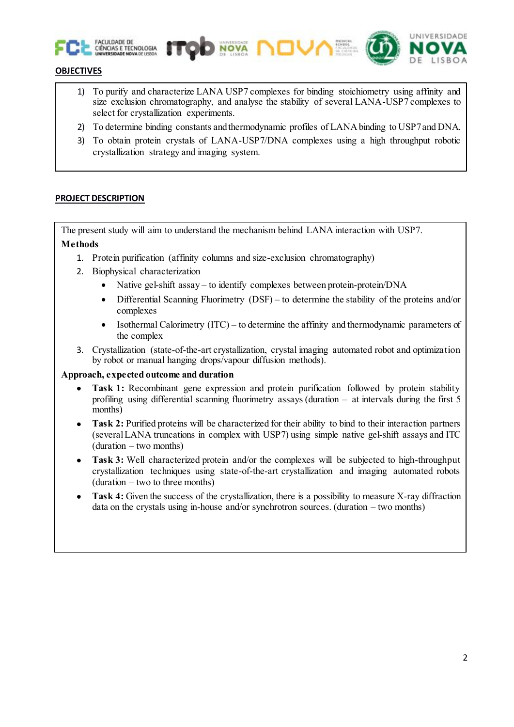## OBJECTIVES

1) To purify and characterize LANA USP7 complexes for binding stoichiometry using affinity and size exclusion chromatography, and analyse the stability of several LANA-USP7 complexes to select for crystallization experiments.
2) To determine binding constants and thermodynamic profiles of LANA binding to USP7 and DNA.
3) To obtain protein crystals of LANA-USP7/DNA complexes using a high throughput robotic crystallization strategy and imaging system.

## PROJECT DESCRIPTION

The present study will aim to understand the mechanism behind LANA interaction with USP7.

**Methods**

1. Protein purification (affinity columns and size-exclusion chromatography)
2. Biophysical characterization
   - Native gel-shift assay – to identify complexes between protein-protein/DNA
   - Differential Scanning Fluorimetry (DSF) – to determine the stability of the proteins and/or complexes
   - Isothermal Calorimetry (ITC) – to determine the affinity and thermodynamic parameters of the complex
3. Crystallization (state-of-the-art crystallization, crystal imaging automated robot and optimization by robot or manual hanging drops/vapour diffusion methods).

**Approach, expected outcome and duration**

- **Task 1:** Recombinant gene expression and protein purification followed by protein stability profiling using differential scanning fluorimetry assays (duration – at intervals during the first 5 months)
- **Task 2:** Purified proteins will be characterized for their ability to bind to their interaction partners (several LANA truncations in complex with USP7) using simple native gel-shift assays and ITC (duration – two months)
- **Task 3:** Well characterized protein and/or the complexes will be subjected to high-throughput crystallization techniques using state-of-the-art crystallization and imaging automated robots (duration – two to three months)
- **Task 4:** Given the success of the crystallization, there is a possibility to measure X-ray diffraction data on the crystals using in-house and/or synchrotron sources. (duration – two months)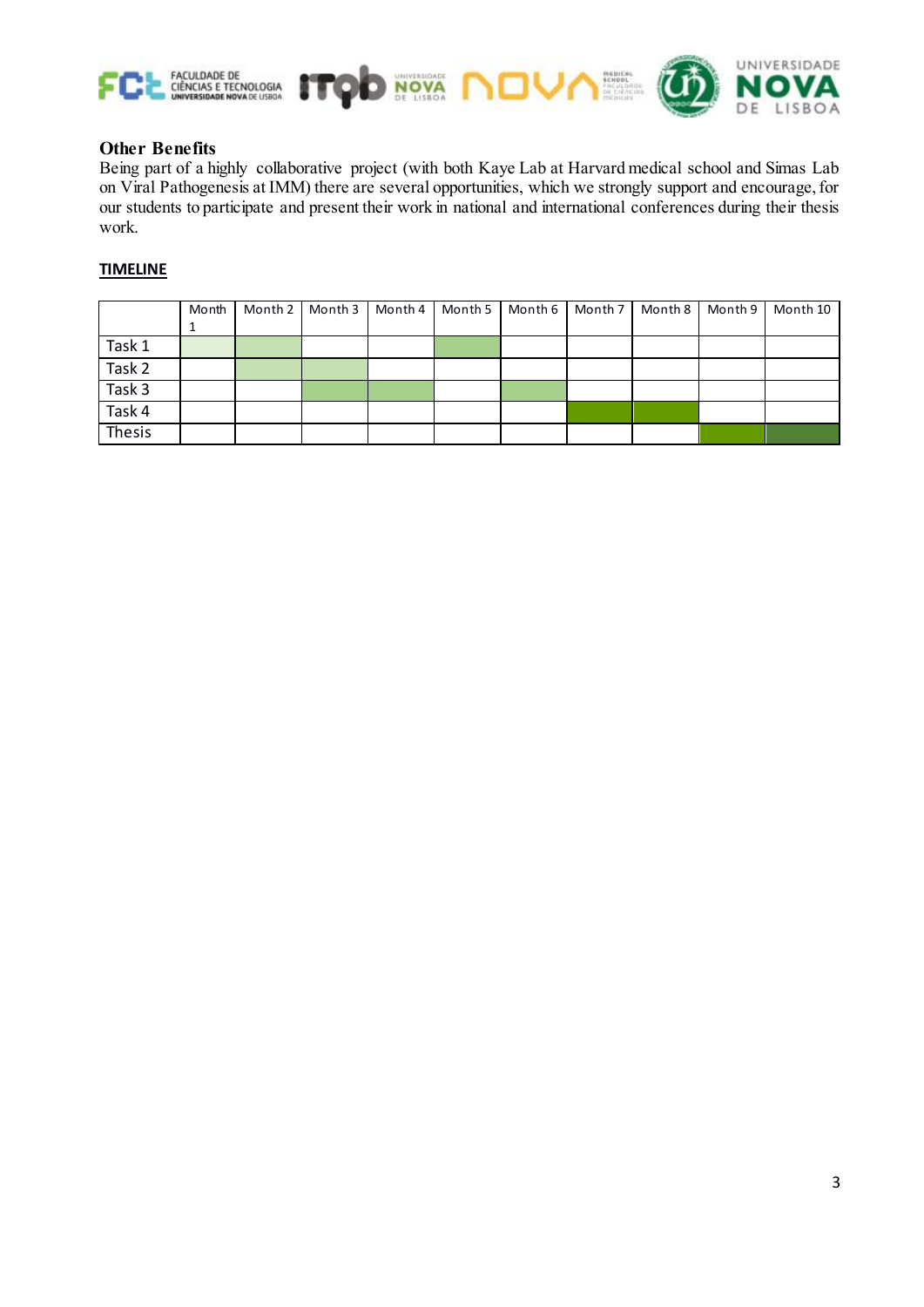## Other Benefits

Being part of a highly collaborative project (with both Kaye Lab at Harvard medical school and Simas Lab on Viral Pathogenesis at IMM) there are several opportunities, which we strongly support and encourage, for our students to participate and present their work in national and international conferences during their thesis work.

## TIMELINE

| | Month 1 | Month 2 | Month 3 | Month 4 | Month 5 | Month 6 | Month 7 | Month 8 | Month 9 | Month 10 |
|---|---|---|---|---|---|---|---|---|---|---|
| Task 1 | | | | | | | | | | |
| Task 2 | | | | | | | | | | |
| Task 3 | | | | | | | | | | |
| Task 4 | | | | | | | | | | |
| Thesis | | | | | | | | | | |